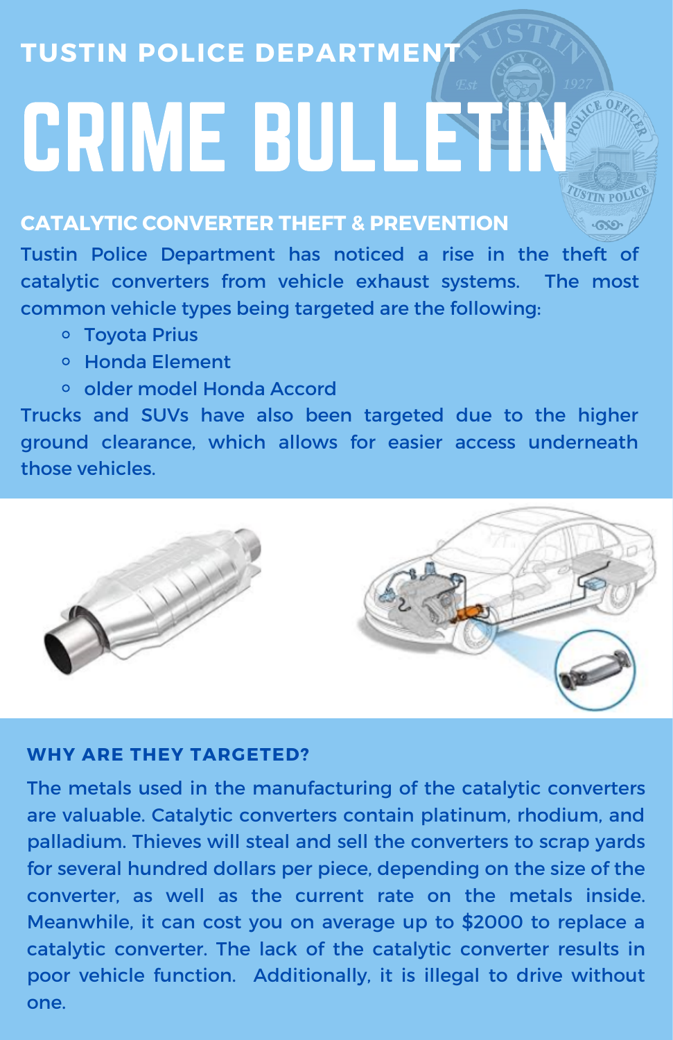TUSTIN POLICE DEPARTMENT

# CRIME BULLETIN

## CATALYTIC CONVERTER THEFT & PREVENTION

Tustin Police Department has noticed a rise in the theft of catalytic converters from vehicle exhaust systems. The most common vehicle types being targeted are the following:

- Toyota Prius
- Honda Element
- older model Honda Accord

Trucks and SUVs have also been targeted due to the higher ground clearance, which allows for easier access underneath those vehicles.

### WHY ARE THEY TARGETED?

The metals used in the manufacturing of the catalytic converters are valuable. Catalytic converters contain platinum, rhodium, and palladium. Thieves will steal and sell the converters to scrap yards for several hundred dollars per piece, depending on the size of the converter, as well as the current rate on the metals inside. Meanwhile, it can cost you on average up to $2000 to replace a catalytic converter. The lack of the catalytic converter results in poor vehicle function. Additionally, it is illegal to drive without one.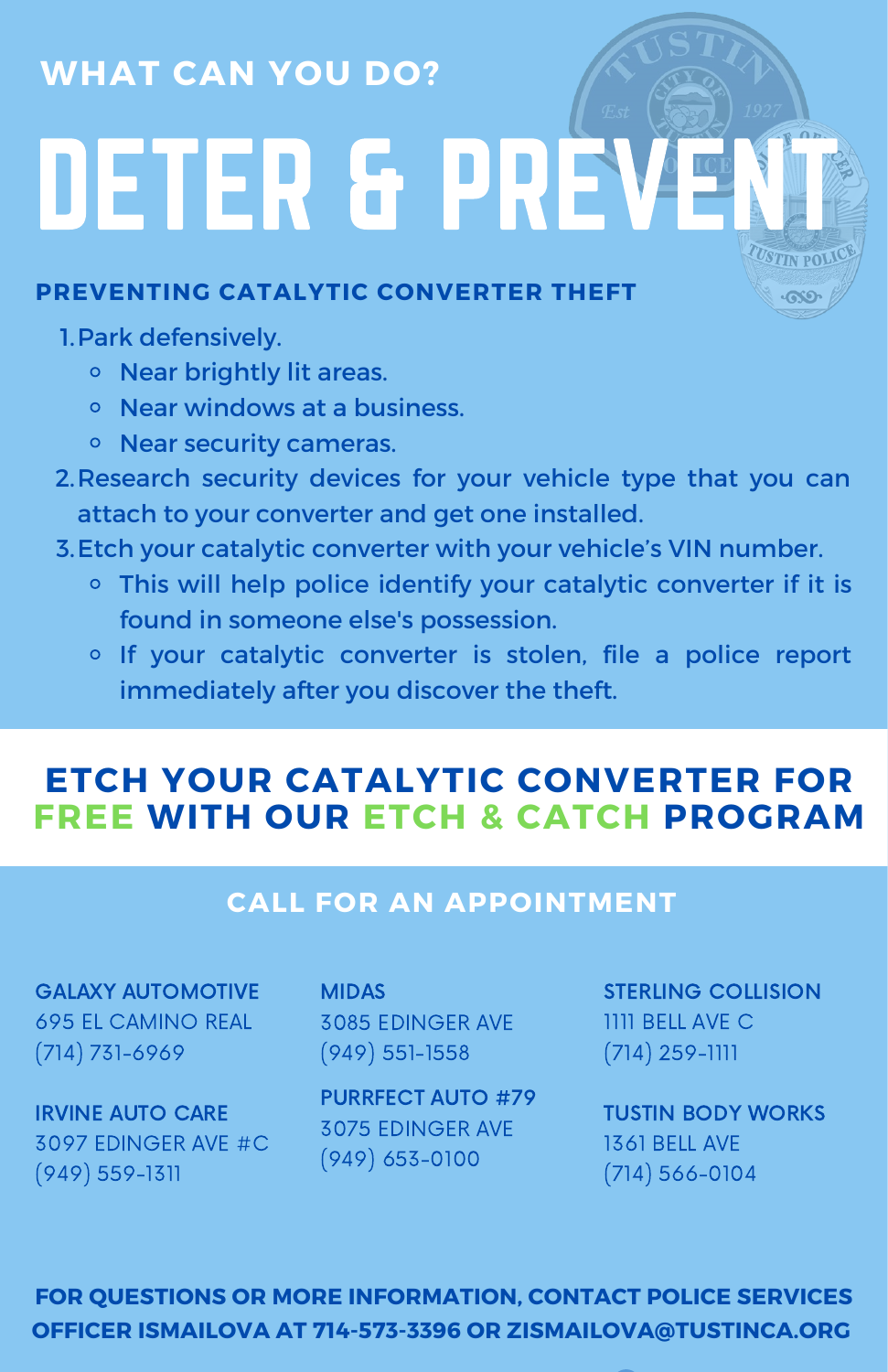## WHAT CAN YOU DO?

# DETER & PREVENT

### PREVENTING CATALYTIC CONVERTER THEFT

1. Park defensively.
   - Near brightly lit areas.
   - Near windows at a business.
   - Near security cameras.
2. Research security devices for your vehicle type that you can attach to your converter and get one installed.
3. Etch your catalytic converter with your vehicle's VIN number.
   - This will help police identify your catalytic converter if it is found in someone else's possession.
   - If your catalytic converter is stolen, file a police report immediately after you discover the theft.

## ETCH YOUR CATALYTIC CONVERTER FOR FREE WITH OUR ETCH & CATCH PROGRAM

### CALL FOR AN APPOINTMENT

**GALAXY AUTOMOTIVE**
695 EL CAMINO REAL
(714) 731-6969

**IRVINE AUTO CARE**
3097 EDINGER AVE #C
(949) 559-1311

**MIDAS**
3085 EDINGER AVE
(949) 551-1558

**PURRFECT AUTO #79**
3075 EDINGER AVE
(949) 653-0100

**STERLING COLLISION**
1111 BELL AVE C
(714) 259-1111

**TUSTIN BODY WORKS**
1361 BELL AVE
(714) 566-0104

**FOR QUESTIONS OR MORE INFORMATION, CONTACT POLICE SERVICES OFFICER ISMAILOVA AT 714-573-3396 OR ZISMAILOVA@TUSTINCA.ORG**